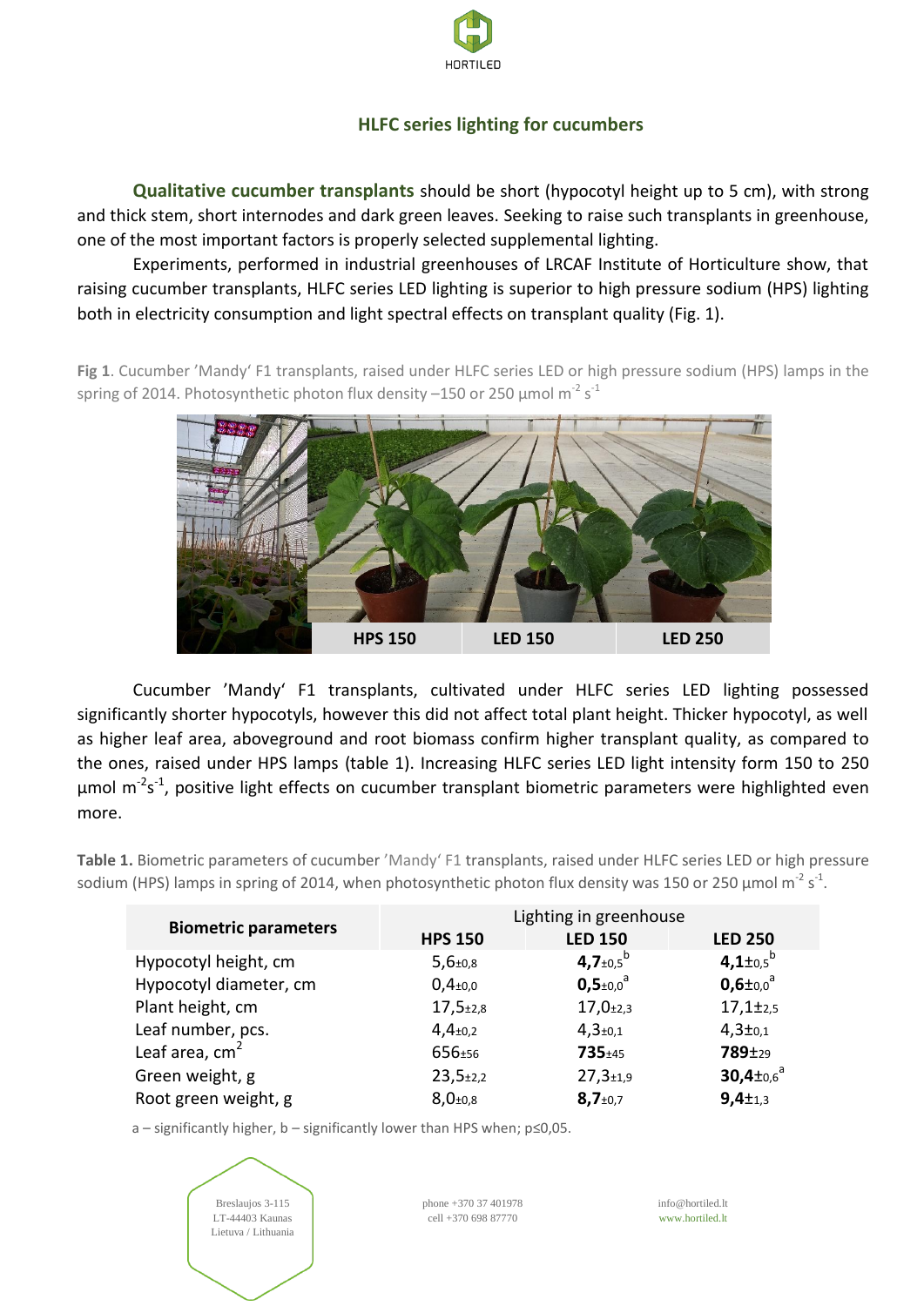HORTILED

## HLFC series lighting for cucumbers

**Qualitative cucumber transplants** should be short (hypocotyl height up to 5 cm), with strong and thick stem, short internodes and dark green leaves. Seeking to raise such transplants in greenhouse, one of the most important factors is properly selected supplemental lighting.

Experiments, performed in industrial greenhouses of LRCAF Institute of Horticulture show, that raising cucumber transplants, HLFC series LED lighting is superior to high pressure sodium (HPS) lighting both in electricity consumption and light spectral effects on transplant quality (Fig. 1).

**Fig 1**. Cucumber 'Mandy' F1 transplants, raised under HLFC series LED or high pressure sodium (HPS) lamps in the spring of 2014. Photosynthetic photon flux density –150 or 250 μmol $m^{-2}$ $s^{-1}$

HPS 150 | LED 150 | LED 250

Cucumber 'Mandy' F1 transplants, cultivated under HLFC series LED lighting possessed significantly shorter hypocotyls, however this did not affect total plant height. Thicker hypocotyl, as well as higher leaf area, aboveground and root biomass confirm higher transplant quality, as compared to the ones, raised under HPS lamps (table 1). Increasing HLFC series LED light intensity form 150 to 250 μmol $m^{-2}s^{-1}$, positive light effects on cucumber transplant biometric parameters were highlighted even more.

**Table 1.** Biometric parameters of cucumber 'Mandy' F1 transplants, raised under HLFC series LED or high pressure sodium (HPS) lamps in spring of 2014, when photosynthetic photon flux density was 150 or 250 μmol $m^{-2}$ $s^{-1}$.

| Biometric parameters | Lighting in greenhouse | | |
|---|---|---|---|
| | **HPS 150** | **LED 150** | **LED 250** |
| Hypocotyl height, cm | 5,6±0,8 | **4,7**±0,5[b] | **4,1**±0,5[b] |
| Hypocotyl diameter, cm | 0,4±0,0 | **0,5**±0,0[a] | **0,6**±0,0[a] |
| Plant height, cm | 17,5±2,8 | 17,0±2,3 | 17,1±2,5 |
| Leaf number, pcs. | 4,4±0,2 | 4,3±0,1 | 4,3±0,1 |
| Leaf area, $cm^2$ | 656±56 | **735**±45 | **789**±29 |
| Green weight, g | 23,5±2,2 | 27,3±1,9 | **30,4**±0,6[a] |
| Root green weight, g | 8,0±0,8 | **8,7**±0,7 | **9,4**±1,3 |

a – significantly higher, b – significantly lower than HPS when; p≤0,05.

Breslaujos 3-115
LT-44403 Kaunas
Lietuva / Lithuania

phone +370 37 401978
cell +370 698 87770

info@hortiled.lt
www.hortiled.lt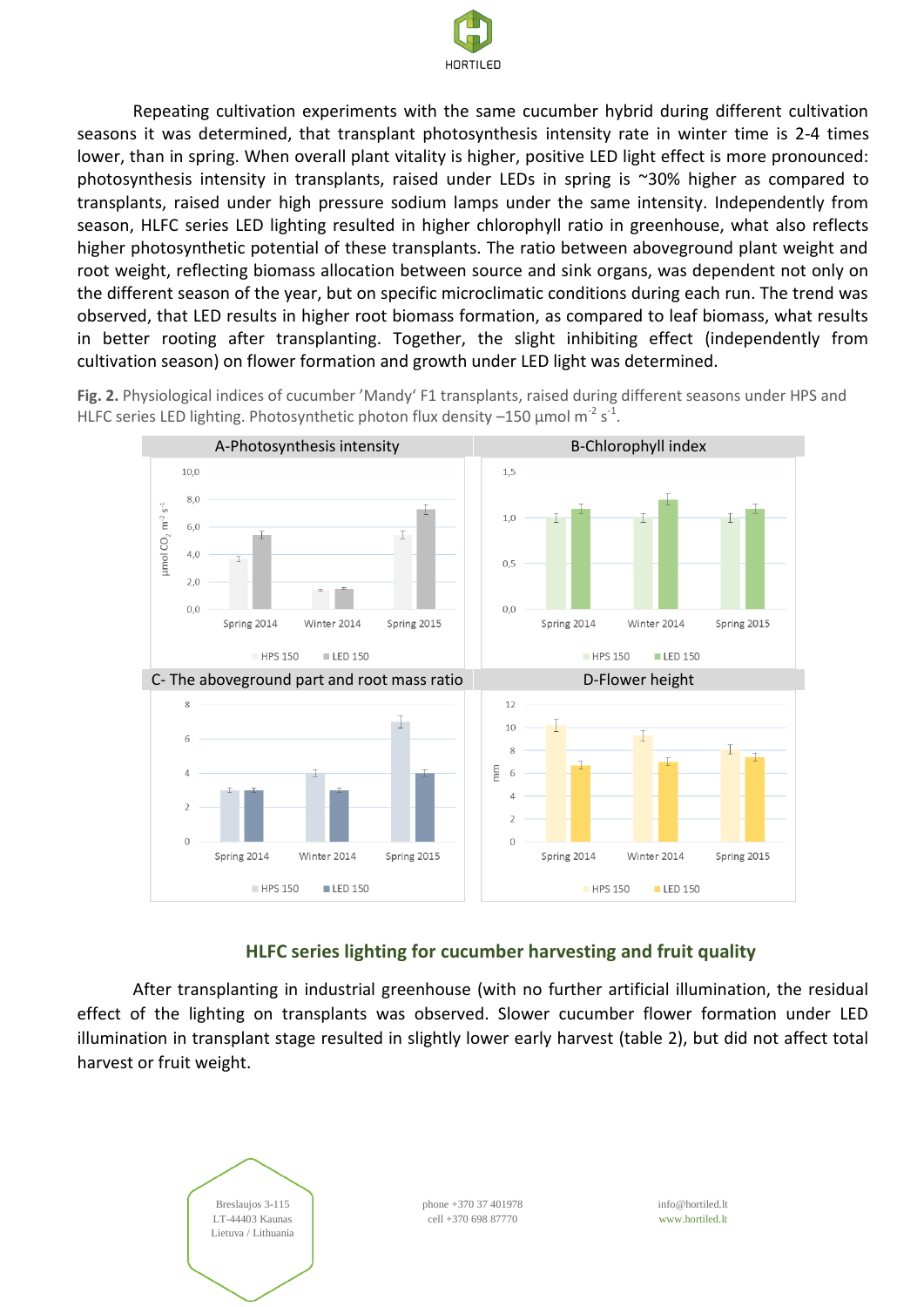Repeating cultivation experiments with the same cucumber hybrid during different cultivation seasons it was determined, that transplant photosynthesis intensity rate in winter time is 2-4 times lower, than in spring. When overall plant vitality is higher, positive LED light effect is more pronounced: photosynthesis intensity in transplants, raised under LEDs in spring is ~30% higher as compared to transplants, raised under high pressure sodium lamps under the same intensity. Independently from season, HLFC series LED lighting resulted in higher chlorophyll ratio in greenhouse, what also reflects higher photosynthetic potential of these transplants. The ratio between aboveground plant weight and root weight, reflecting biomass allocation between source and sink organs, was dependent not only on the different season of the year, but on specific microclimatic conditions during each run. The trend was observed, that LED results in higher root biomass formation, as compared to leaf biomass, what results in better rooting after transplanting. Together, the slight inhibiting effect (independently from cultivation season) on flower formation and growth under LED light was determined.

**Fig. 2.** Physiological indices of cucumber 'Mandy' F1 transplants, raised during different seasons under HPS and HLFC series LED lighting. Photosynthetic photon flux density –150 μmol $m^{-2}$ $s^{-1}$.

## HLFC series lighting for cucumber harvesting and fruit quality

After transplanting in industrial greenhouse (with no further artificial illumination, the residual effect of the lighting on transplants was observed. Slower cucumber flower formation under LED illumination in transplant stage resulted in slightly lower early harvest (table 2), but did not affect total harvest or fruit weight.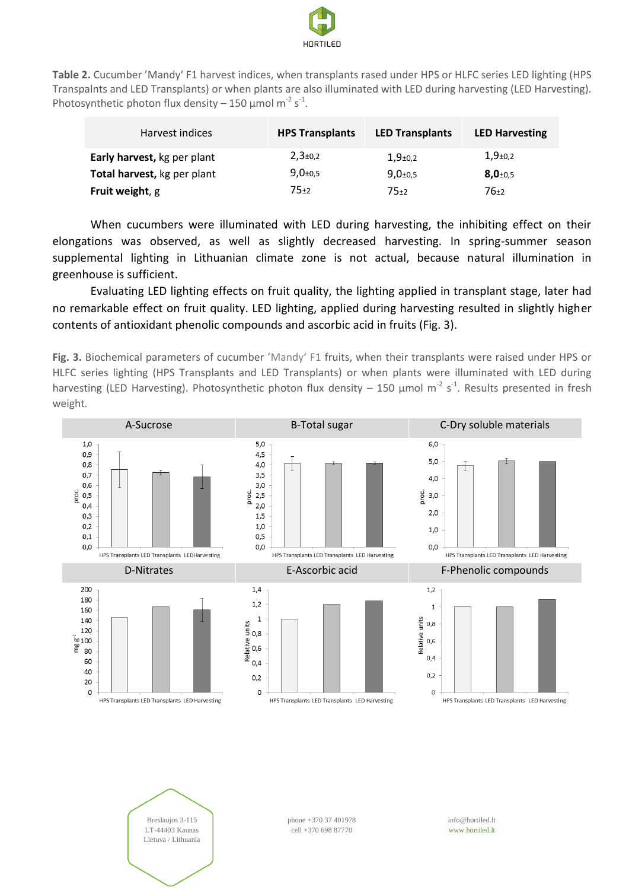**Table 2.** Cucumber 'Mandy' F1 harvest indices, when transplants rased under HPS or HLFC series LED lighting (HPS Transpalnts and LED Transplants) or when plants are also illuminated with LED during harvesting (LED Harvesting). Photosynthetic photon flux density – 150 µmol $m^{-2}$ $s^{-1}$.

| Harvest indices | HPS Transplants | LED Transplants | LED Harvesting |
|---|---|---|---|
| **Early harvest,** kg per plant | 2,3±0,2 | 1,9±0,2 | 1,9±0,2 |
| **Total harvest,** kg per plant | 9,0±0,5 | 9,0±0,5 | **8,0**±0,5 |
| **Fruit weight,** g | 75±2 | 75±2 | 76±2 |

When cucumbers were illuminated with LED during harvesting, the inhibiting effect on their elongations was observed, as well as slightly decreased harvesting. In spring-summer season supplemental lighting in Lithuanian climate zone is not actual, because natural illumination in greenhouse is sufficient.

Evaluating LED lighting effects on fruit quality, the lighting applied in transplant stage, later had no remarkable effect on fruit quality. LED lighting, applied during harvesting resulted in slightly higher contents of antioxidant phenolic compounds and ascorbic acid in fruits (Fig. 3).

**Fig. 3.** Biochemical parameters of cucumber 'Mandy' F1 fruits, when their transplants were raised under HPS or HLFC series lighting (HPS Transplants and LED Transplants) or when plants were illuminated with LED during harvesting (LED Harvesting). Photosynthetic photon flux density – 150 µmol $m^{-2}$ $s^{-1}$. Results presented in fresh weight.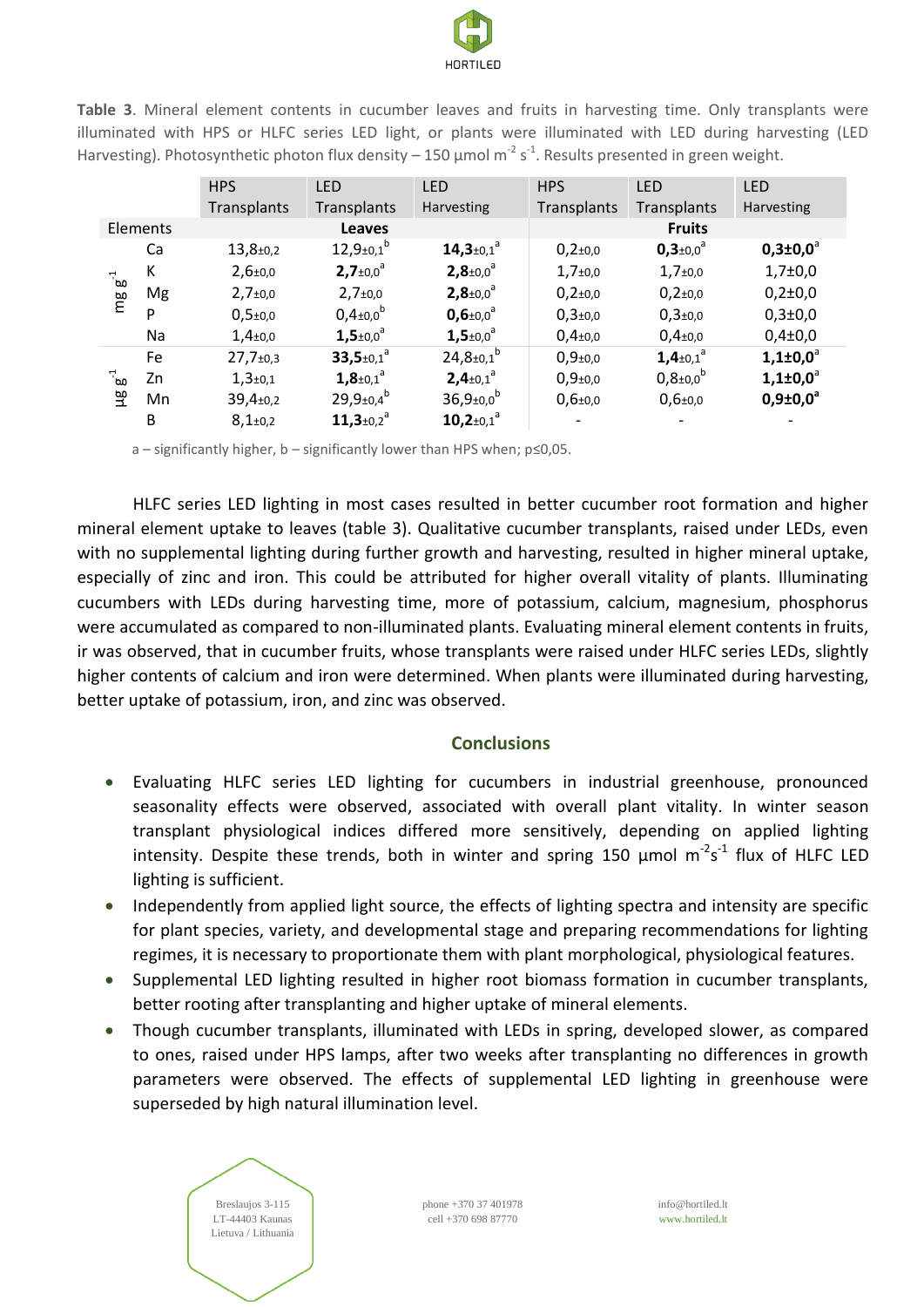**Table 3**. Mineral element contents in cucumber leaves and fruits in harvesting time. Only transplants were illuminated with HPS or HLFC series LED light, or plants were illuminated with LED during harvesting (LED Harvesting). Photosynthetic photon flux density – 150 µmol $m^{-2}$ $s^{-1}$. Results presented in green weight.

| | Elements | HPS Transplants | LED Transplants | LED Harvesting | HPS Transplants | LED Transplants | LED Harvesting |
|---|---|---|---|---|---|---|---|
| | | | **Leaves** | | | **Fruits** | |
| mg $g^{-1}$ | Ca | 13,8±0,2 | 12,9±0,1[b] | **14,3**±0,1[a] | 0,2±0,0 | **0,3**±0,0[a] | **0,3±0,0**[a] |
| | K | 2,6±0,0 | **2,7**±0,0[a] | **2,8**±0,0[a] | 1,7±0,0 | 1,7±0,0 | 1,7±0,0 |
| | Mg | 2,7±0,0 | 2,7±0,0 | **2,8**±0,0[a] | 0,2±0,0 | 0,2±0,0 | 0,2±0,0 |
| | P | 0,5±0,0 | 0,4±0,0[b] | **0,6**±0,0[a] | 0,3±0,0 | 0,3±0,0 | 0,3±0,0 |
| | Na | 1,4±0,0 | **1,5**±0,0[a] | **1,5**±0,0[a] | 0,4±0,0 | 0,4±0,0 | 0,4±0,0 |
| µg $g^{-1}$ | Fe | 27,7±0,3 | **33,5**±0,1[a] | 24,8±0,1[b] | 0,9±0,0 | **1,4**±0,1[a] | **1,1±0,0**[a] |
| | Zn | 1,3±0,1 | **1,8**±0,1[a] | **2,4**±0,1[a] | 0,9±0,0 | 0,8±0,0[b] | **1,1±0,0**[a] |
| | Mn | 39,4±0,2 | 29,9±0,4[b] | 36,9±0,0[b] | 0,6±0,0 | 0,6±0,0 | **0,9±0,0**[a] |
| | B | 8,1±0,2 | **11,3**±0,2[a] | **10,2**±0,1[a] | - | - | - |

a – significantly higher, b – significantly lower than HPS when; p≤0,05.

HLFC series LED lighting in most cases resulted in better cucumber root formation and higher mineral element uptake to leaves (table 3). Qualitative cucumber transplants, raised under LEDs, even with no supplemental lighting during further growth and harvesting, resulted in higher mineral uptake, especially of zinc and iron. This could be attributed for higher overall vitality of plants. Illuminating cucumbers with LEDs during harvesting time, more of potassium, calcium, magnesium, phosphorus were accumulated as compared to non-illuminated plants. Evaluating mineral element contents in fruits, ir was observed, that in cucumber fruits, whose transplants were raised under HLFC series LEDs, slightly higher contents of calcium and iron were determined. When plants were illuminated during harvesting, better uptake of potassium, iron, and zinc was observed.

## Conclusions

- Evaluating HLFC series LED lighting for cucumbers in industrial greenhouse, pronounced seasonality effects were observed, associated with overall plant vitality. In winter season transplant physiological indices differed more sensitively, depending on applied lighting intensity. Despite these trends, both in winter and spring 150 µmol $m^{-2}s^{-1}$ flux of HLFC LED lighting is sufficient.
- Independently from applied light source, the effects of lighting spectra and intensity are specific for plant species, variety, and developmental stage and preparing recommendations for lighting regimes, it is necessary to proportionate them with plant morphological, physiological features.
- Supplemental LED lighting resulted in higher root biomass formation in cucumber transplants, better rooting after transplanting and higher uptake of mineral elements.
- Though cucumber transplants, illuminated with LEDs in spring, developed slower, as compared to ones, raised under HPS lamps, after two weeks after transplanting no differences in growth parameters were observed. The effects of supplemental LED lighting in greenhouse were superseded by high natural illumination level.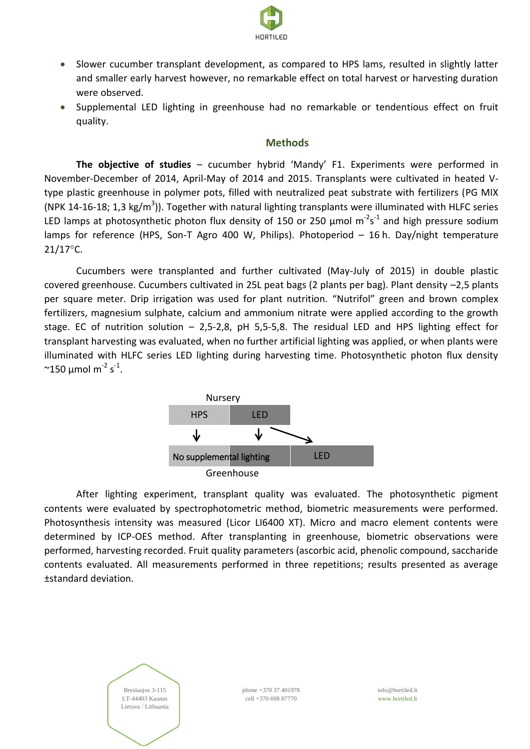- Slower cucumber transplant development, as compared to HPS lams, resulted in slightly latter and smaller early harvest however, no remarkable effect on total harvest or harvesting duration were observed.
- Supplemental LED lighting in greenhouse had no remarkable or tendentious effect on fruit quality.

## Methods

**The objective of studies** – cucumber hybrid 'Mandy' F1. Experiments were performed in November-December of 2014, April-May of 2014 and 2015. Transplants were cultivated in heated V-type plastic greenhouse in polymer pots, filled with neutralized peat substrate with fertilizers (PG MIX (NPK 14-16-18; 1,3 kg/$m^3$)). Together with natural lighting transplants were illuminated with HLFC series LED lamps at photosynthetic photon flux density of 150 or 250 µmol $m^{-2}s^{-1}$ and high pressure sodium lamps for reference (HPS, Son-T Agro 400 W, Philips). Photoperiod – 16 h. Day/night temperature 21/17°C.

Cucumbers were transplanted and further cultivated (May-July of 2015) in double plastic covered greenhouse. Cucumbers cultivated in 25L peat bags (2 plants per bag). Plant density –2,5 plants per square meter. Drip irrigation was used for plant nutrition. "Nutrifol" green and brown complex fertilizers, magnesium sulphate, calcium and ammonium nitrate were applied according to the growth stage. EC of nutrition solution – 2,5-2,8, pH 5,5-5,8. The residual LED and HPS lighting effect for transplant harvesting was evaluated, when no further artificial lighting was applied, or when plants were illuminated with HLFC series LED lighting during harvesting time. Photosynthetic photon flux density ~150 µmol $m^{-2}$ $s^{-1}$.

Nursery

| HPS | LED | |
|---|---|---|
| ↓ | ↓ | ↘ |
| No supplemental lighting | No supplemental lighting | LED |

Greenhouse

After lighting experiment, transplant quality was evaluated. The photosynthetic pigment contents were evaluated by spectrophotometric method, biometric measurements were performed. Photosynthesis intensity was measured (Licor LI6400 XT). Micro and macro element contents were determined by ICP-OES method. After transplanting in greenhouse, biometric observations were performed, harvesting recorded. Fruit quality parameters (ascorbic acid, phenolic compound, saccharide contents evaluated. All measurements performed in three repetitions; results presented as average ±standard deviation.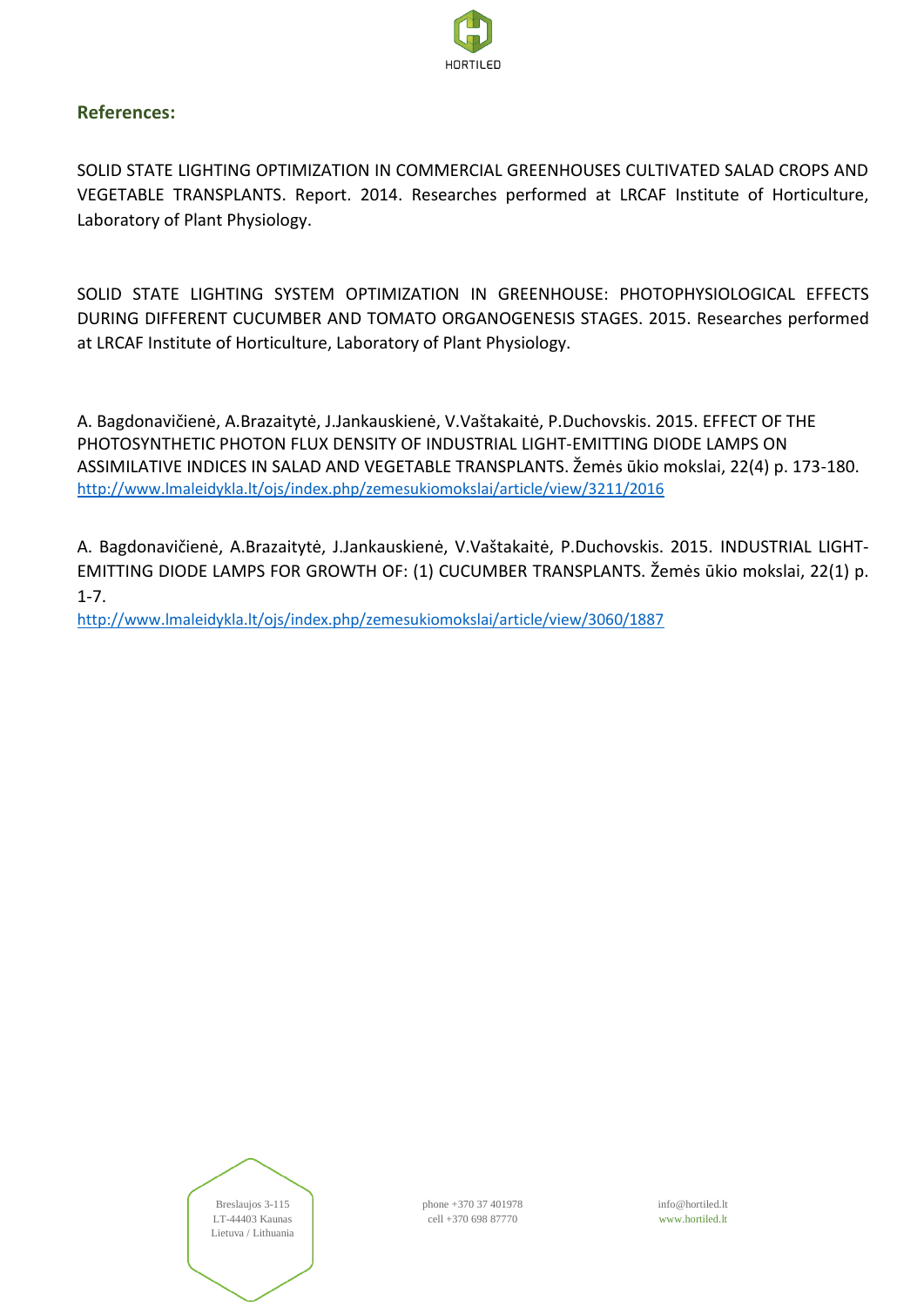## References:

SOLID STATE LIGHTING OPTIMIZATION IN COMMERCIAL GREENHOUSES CULTIVATED SALAD CROPS AND VEGETABLE TRANSPLANTS. Report. 2014. Researches performed at LRCAF Institute of Horticulture, Laboratory of Plant Physiology.

SOLID STATE LIGHTING SYSTEM OPTIMIZATION IN GREENHOUSE: PHOTOPHYSIOLOGICAL EFFECTS DURING DIFFERENT CUCUMBER AND TOMATO ORGANOGENESIS STAGES. 2015. Researches performed at LRCAF Institute of Horticulture, Laboratory of Plant Physiology.

A. Bagdonavičienė, A.Brazaitytė, J.Jankauskienė, V.Vaštakaitė, P.Duchovskis. 2015. EFFECT OF THE PHOTOSYNTHETIC PHOTON FLUX DENSITY OF INDUSTRIAL LIGHT-EMITTING DIODE LAMPS ON ASSIMILATIVE INDICES IN SALAD AND VEGETABLE TRANSPLANTS. Žemės ūkio mokslai, 22(4) p. 173-180. http://www.lmaleidykla.lt/ojs/index.php/zemesukiomokslai/article/view/3211/2016

A. Bagdonavičienė, A.Brazaitytė, J.Jankauskienė, V.Vaštakaitė, P.Duchovskis. 2015. INDUSTRIAL LIGHT-EMITTING DIODE LAMPS FOR GROWTH OF: (1) CUCUMBER TRANSPLANTS. Žemės ūkio mokslai, 22(1) p. 1-7.
http://www.lmaleidykla.lt/ojs/index.php/zemesukiomokslai/article/view/3060/1887